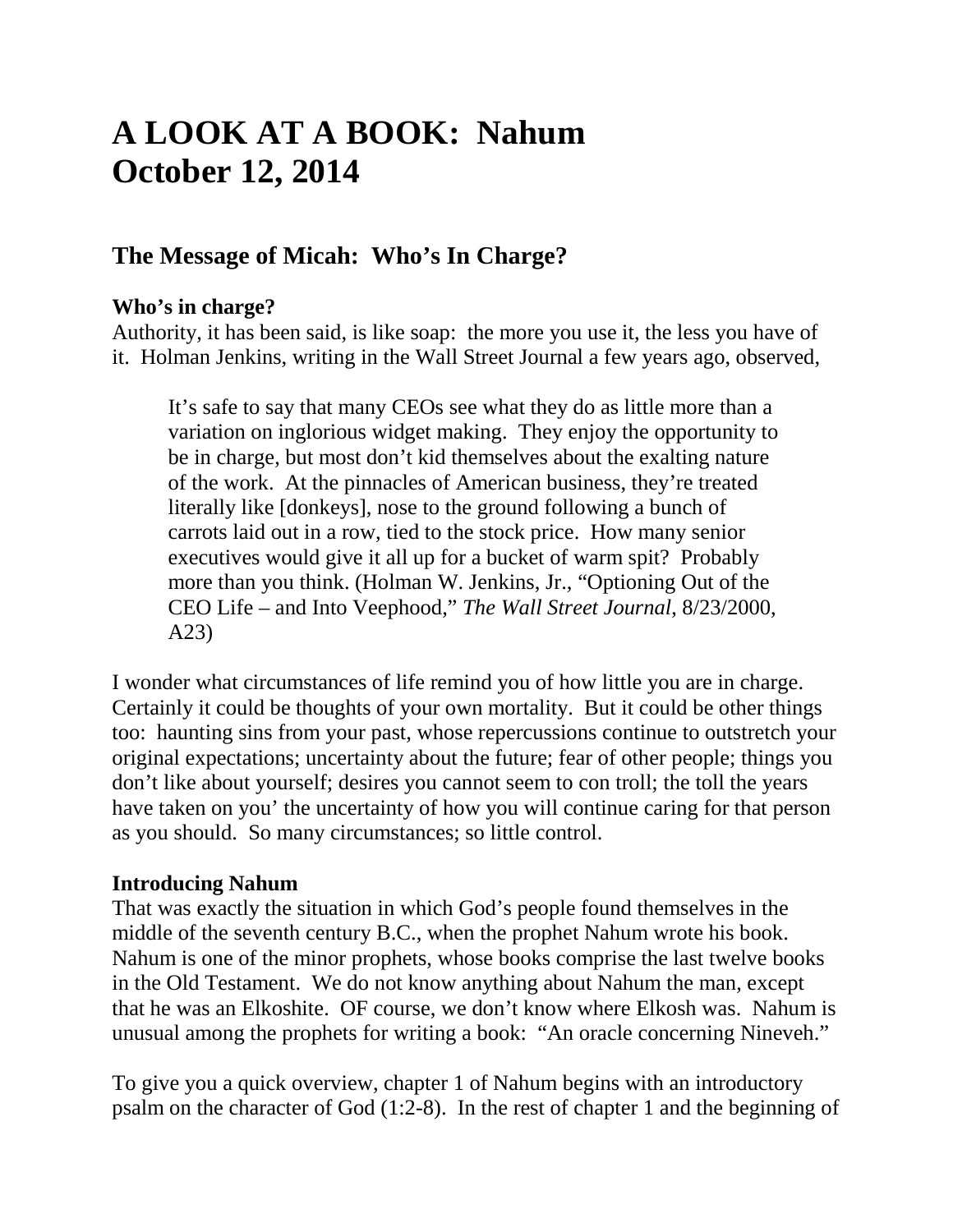# A LOOK AT A BOOK: Nahum
# October 12, 2014

## The Message of Micah: Who's In Charge?

**Who's in charge?**
Authority, it has been said, is like soap: the more you use it, the less you have of it. Holman Jenkins, writing in the Wall Street Journal a few years ago, observed,

> It's safe to say that many CEOs see what they do as little more than a variation on inglorious widget making. They enjoy the opportunity to be in charge, but most don't kid themselves about the exalting nature of the work. At the pinnacles of American business, they're treated literally like [donkeys], nose to the ground following a bunch of carrots laid out in a row, tied to the stock price. How many senior executives would give it all up for a bucket of warm spit? Probably more than you think. (Holman W. Jenkins, Jr., "Optioning Out of the CEO Life – and Into Veephood," *The Wall Street Journal*, 8/23/2000, A23)

I wonder what circumstances of life remind you of how little you are in charge. Certainly it could be thoughts of your own mortality. But it could be other things too: haunting sins from your past, whose repercussions continue to outstretch your original expectations; uncertainty about the future; fear of other people; things you don't like about yourself; desires you cannot seem to con troll; the toll the years have taken on you' the uncertainty of how you will continue caring for that person as you should. So many circumstances; so little control.

**Introducing Nahum**
That was exactly the situation in which God's people found themselves in the middle of the seventh century B.C., when the prophet Nahum wrote his book. Nahum is one of the minor prophets, whose books comprise the last twelve books in the Old Testament. We do not know anything about Nahum the man, except that he was an Elkoshite. OF course, we don't know where Elkosh was. Nahum is unusual among the prophets for writing a book: "An oracle concerning Nineveh."

To give you a quick overview, chapter 1 of Nahum begins with an introductory psalm on the character of God (1:2-8). In the rest of chapter 1 and the beginning of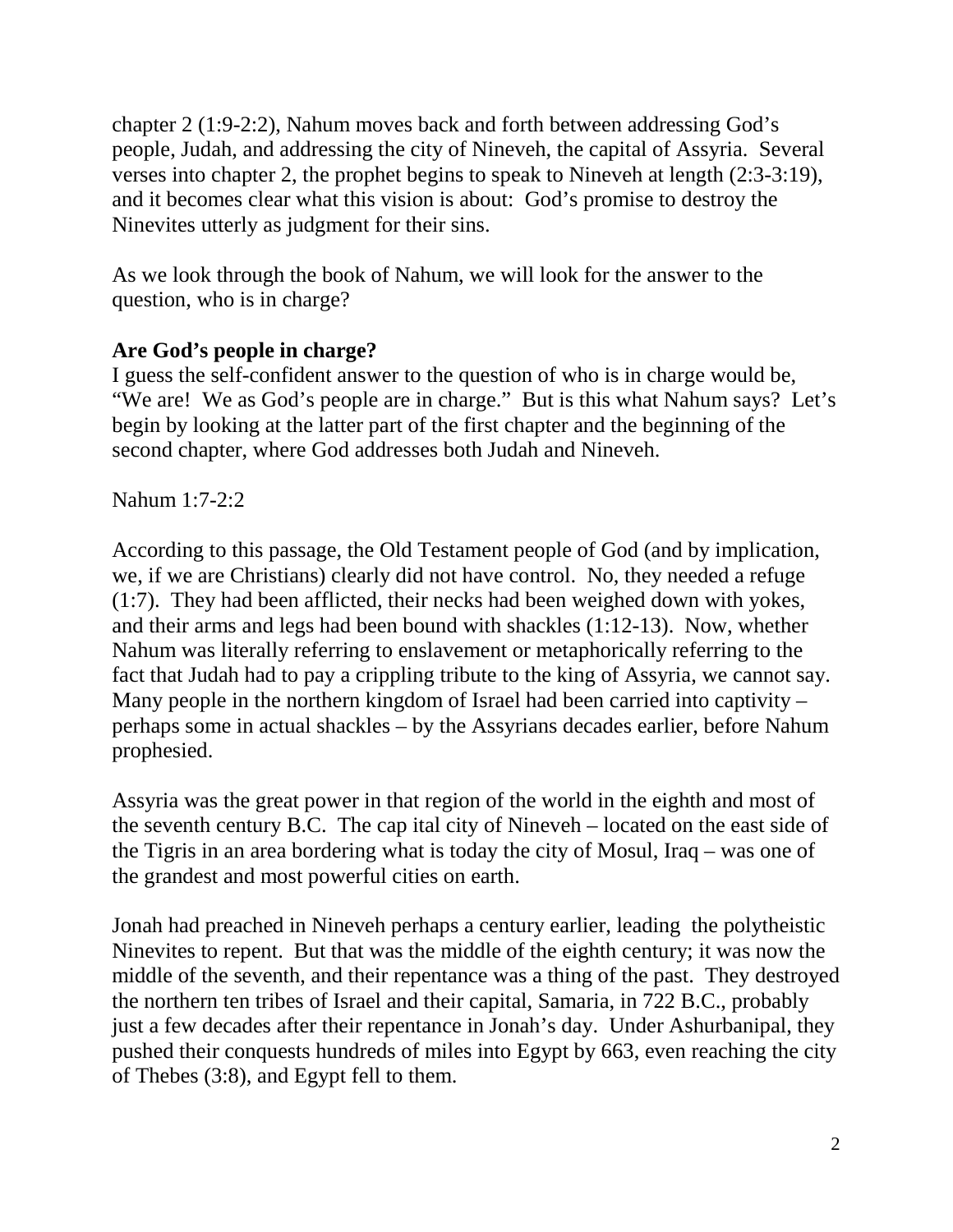chapter 2 (1:9-2:2), Nahum moves back and forth between addressing God's people, Judah, and addressing the city of Nineveh, the capital of Assyria. Several verses into chapter 2, the prophet begins to speak to Nineveh at length (2:3-3:19), and it becomes clear what this vision is about: God's promise to destroy the Ninevites utterly as judgment for their sins.

As we look through the book of Nahum, we will look for the answer to the question, who is in charge?

**Are God's people in charge?**

I guess the self-confident answer to the question of who is in charge would be, "We are! We as God's people are in charge." But is this what Nahum says? Let's begin by looking at the latter part of the first chapter and the beginning of the second chapter, where God addresses both Judah and Nineveh.

Nahum 1:7-2:2

According to this passage, the Old Testament people of God (and by implication, we, if we are Christians) clearly did not have control. No, they needed a refuge (1:7). They had been afflicted, their necks had been weighed down with yokes, and their arms and legs had been bound with shackles (1:12-13). Now, whether Nahum was literally referring to enslavement or metaphorically referring to the fact that Judah had to pay a crippling tribute to the king of Assyria, we cannot say. Many people in the northern kingdom of Israel had been carried into captivity – perhaps some in actual shackles – by the Assyrians decades earlier, before Nahum prophesied.

Assyria was the great power in that region of the world in the eighth and most of the seventh century B.C. The cap ital city of Nineveh – located on the east side of the Tigris in an area bordering what is today the city of Mosul, Iraq – was one of the grandest and most powerful cities on earth.

Jonah had preached in Nineveh perhaps a century earlier, leading the polytheistic Ninevites to repent. But that was the middle of the eighth century; it was now the middle of the seventh, and their repentance was a thing of the past. They destroyed the northern ten tribes of Israel and their capital, Samaria, in 722 B.C., probably just a few decades after their repentance in Jonah's day. Under Ashurbanipal, they pushed their conquests hundreds of miles into Egypt by 663, even reaching the city of Thebes (3:8), and Egypt fell to them.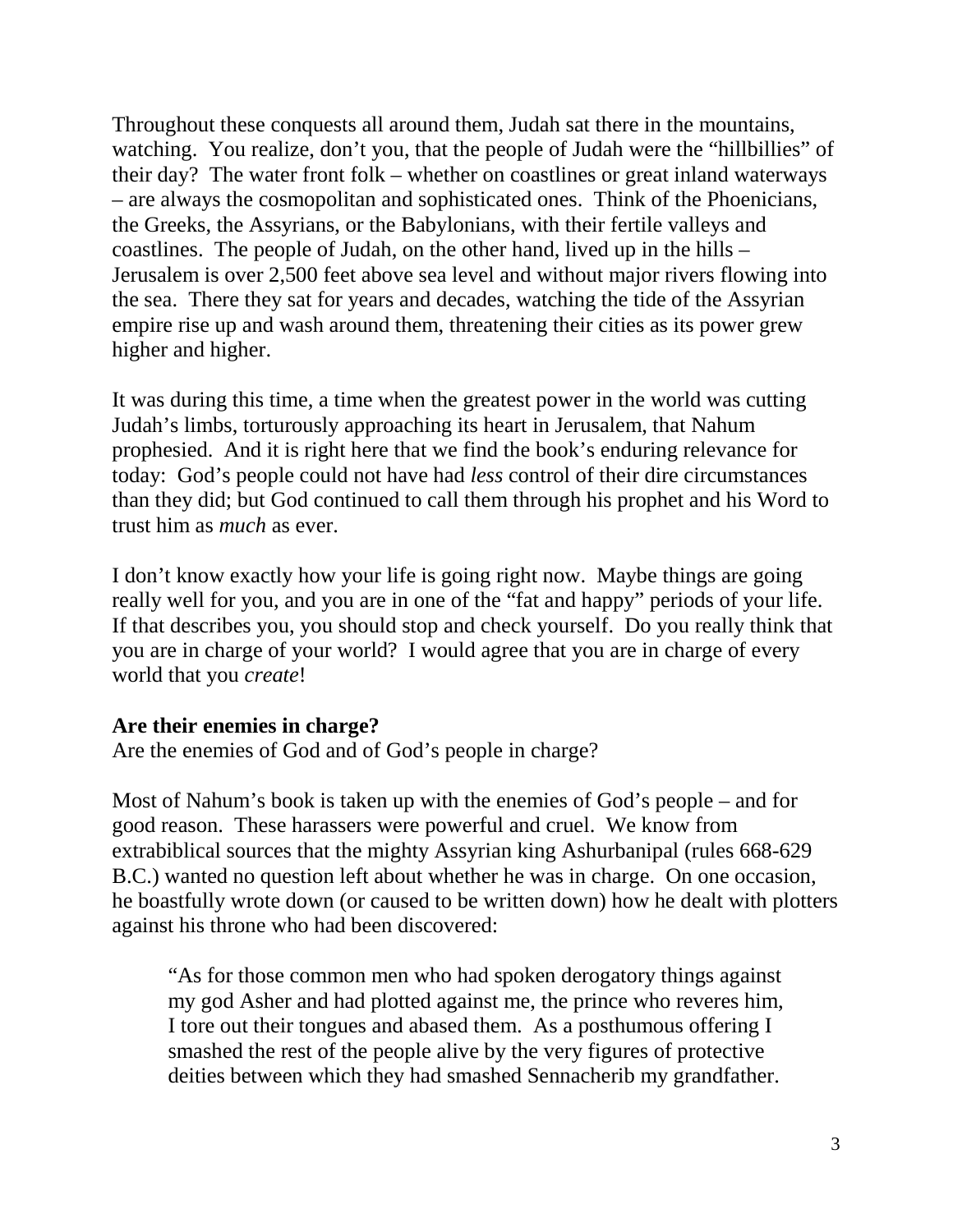Throughout these conquests all around them, Judah sat there in the mountains, watching. You realize, don't you, that the people of Judah were the "hillbillies" of their day? The water front folk – whether on coastlines or great inland waterways – are always the cosmopolitan and sophisticated ones. Think of the Phoenicians, the Greeks, the Assyrians, or the Babylonians, with their fertile valleys and coastlines. The people of Judah, on the other hand, lived up in the hills – Jerusalem is over 2,500 feet above sea level and without major rivers flowing into the sea. There they sat for years and decades, watching the tide of the Assyrian empire rise up and wash around them, threatening their cities as its power grew higher and higher.

It was during this time, a time when the greatest power in the world was cutting Judah's limbs, torturously approaching its heart in Jerusalem, that Nahum prophesied. And it is right here that we find the book's enduring relevance for today: God's people could not have had *less* control of their dire circumstances than they did; but God continued to call them through his prophet and his Word to trust him as *much* as ever.

I don't know exactly how your life is going right now. Maybe things are going really well for you, and you are in one of the "fat and happy" periods of your life. If that describes you, you should stop and check yourself. Do you really think that you are in charge of your world? I would agree that you are in charge of every world that you *create*!

**Are their enemies in charge?**
Are the enemies of God and of God's people in charge?

Most of Nahum's book is taken up with the enemies of God's people – and for good reason. These harassers were powerful and cruel. We know from extrabiblical sources that the mighty Assyrian king Ashurbanipal (rules 668-629 B.C.) wanted no question left about whether he was in charge. On one occasion, he boastfully wrote down (or caused to be written down) how he dealt with plotters against his throne who had been discovered:

> "As for those common men who had spoken derogatory things against my god Asher and had plotted against me, the prince who reveres him, I tore out their tongues and abased them. As a posthumous offering I smashed the rest of the people alive by the very figures of protective deities between which they had smashed Sennacherib my grandfather.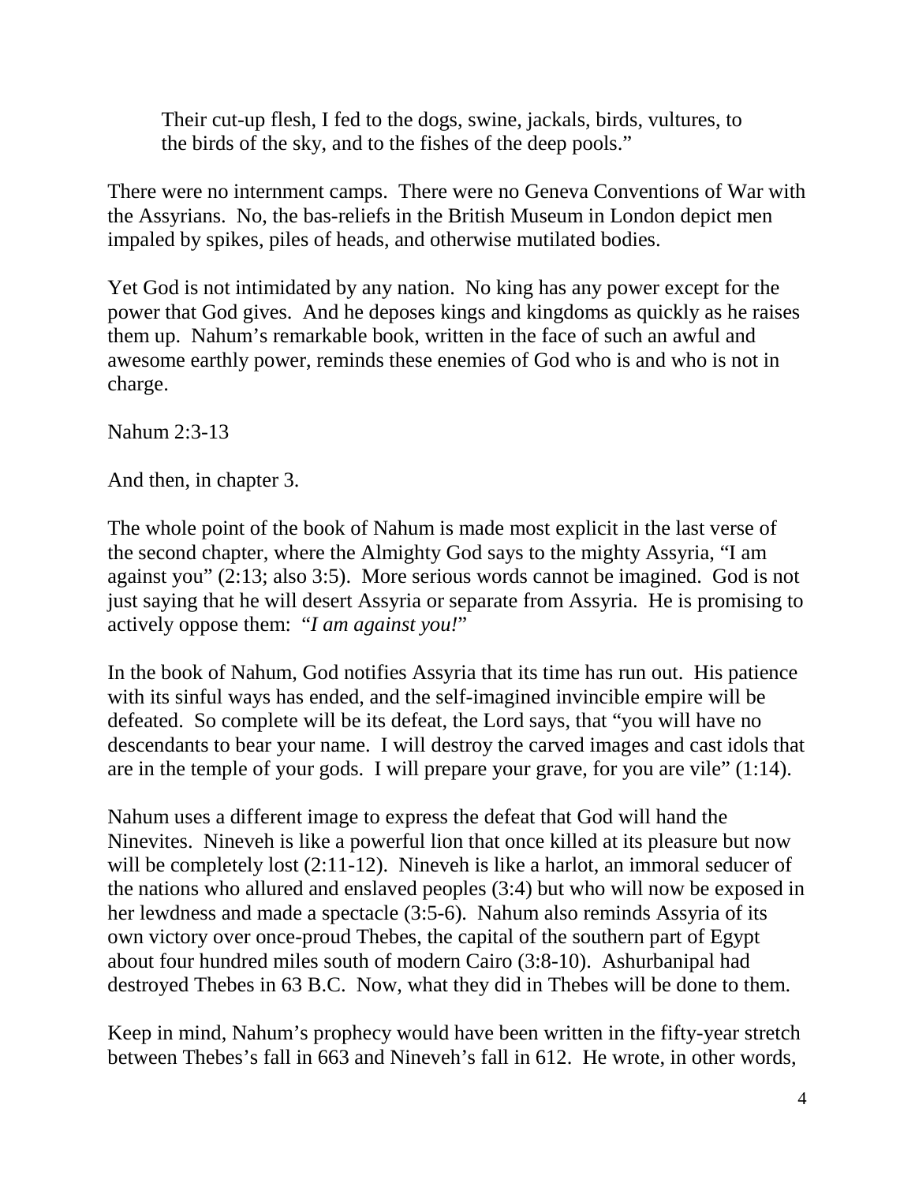> Their cut-up flesh, I fed to the dogs, swine, jackals, birds, vultures, to the birds of the sky, and to the fishes of the deep pools."

There were no internment camps. There were no Geneva Conventions of War with the Assyrians. No, the bas-reliefs in the British Museum in London depict men impaled by spikes, piles of heads, and otherwise mutilated bodies.

Yet God is not intimidated by any nation. No king has any power except for the power that God gives. And he deposes kings and kingdoms as quickly as he raises them up. Nahum's remarkable book, written in the face of such an awful and awesome earthly power, reminds these enemies of God who is and who is not in charge.

Nahum 2:3-13

And then, in chapter 3.

The whole point of the book of Nahum is made most explicit in the last verse of the second chapter, where the Almighty God says to the mighty Assyria, "I am against you" (2:13; also 3:5). More serious words cannot be imagined. God is not just saying that he will desert Assyria or separate from Assyria. He is promising to actively oppose them: "*I am against you!*"

In the book of Nahum, God notifies Assyria that its time has run out. His patience with its sinful ways has ended, and the self-imagined invincible empire will be defeated. So complete will be its defeat, the Lord says, that "you will have no descendants to bear your name. I will destroy the carved images and cast idols that are in the temple of your gods. I will prepare your grave, for you are vile" (1:14).

Nahum uses a different image to express the defeat that God will hand the Ninevites. Nineveh is like a powerful lion that once killed at its pleasure but now will be completely lost (2:11-12). Nineveh is like a harlot, an immoral seducer of the nations who allured and enslaved peoples (3:4) but who will now be exposed in her lewdness and made a spectacle (3:5-6). Nahum also reminds Assyria of its own victory over once-proud Thebes, the capital of the southern part of Egypt about four hundred miles south of modern Cairo (3:8-10). Ashurbanipal had destroyed Thebes in 63 B.C. Now, what they did in Thebes will be done to them.

Keep in mind, Nahum's prophecy would have been written in the fifty-year stretch between Thebes's fall in 663 and Nineveh's fall in 612. He wrote, in other words,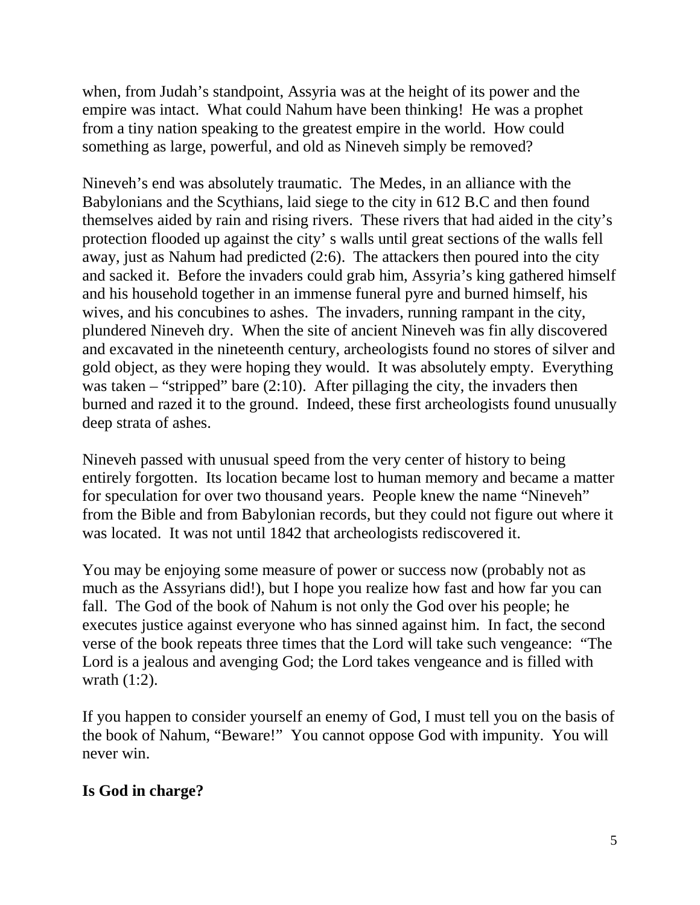when, from Judah's standpoint, Assyria was at the height of its power and the empire was intact. What could Nahum have been thinking! He was a prophet from a tiny nation speaking to the greatest empire in the world. How could something as large, powerful, and old as Nineveh simply be removed?

Nineveh's end was absolutely traumatic. The Medes, in an alliance with the Babylonians and the Scythians, laid siege to the city in 612 B.C and then found themselves aided by rain and rising rivers. These rivers that had aided in the city's protection flooded up against the city' s walls until great sections of the walls fell away, just as Nahum had predicted (2:6). The attackers then poured into the city and sacked it. Before the invaders could grab him, Assyria's king gathered himself and his household together in an immense funeral pyre and burned himself, his wives, and his concubines to ashes. The invaders, running rampant in the city, plundered Nineveh dry. When the site of ancient Nineveh was fin ally discovered and excavated in the nineteenth century, archeologists found no stores of silver and gold object, as they were hoping they would. It was absolutely empty. Everything was taken – "stripped" bare (2:10). After pillaging the city, the invaders then burned and razed it to the ground. Indeed, these first archeologists found unusually deep strata of ashes.

Nineveh passed with unusual speed from the very center of history to being entirely forgotten. Its location became lost to human memory and became a matter for speculation for over two thousand years. People knew the name "Nineveh" from the Bible and from Babylonian records, but they could not figure out where it was located. It was not until 1842 that archeologists rediscovered it.

You may be enjoying some measure of power or success now (probably not as much as the Assyrians did!), but I hope you realize how fast and how far you can fall. The God of the book of Nahum is not only the God over his people; he executes justice against everyone who has sinned against him. In fact, the second verse of the book repeats three times that the Lord will take such vengeance: "The Lord is a jealous and avenging God; the Lord takes vengeance and is filled with wrath (1:2).

If you happen to consider yourself an enemy of God, I must tell you on the basis of the book of Nahum, "Beware!" You cannot oppose God with impunity. You will never win.

**Is God in charge?**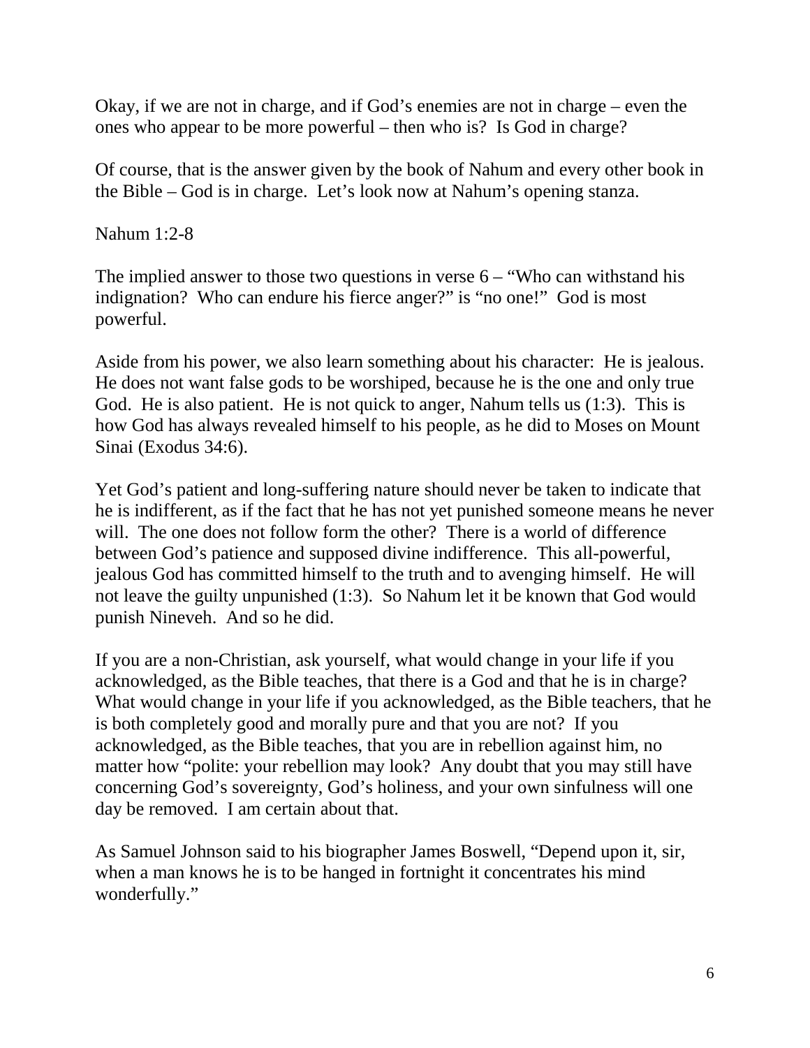Okay, if we are not in charge, and if God's enemies are not in charge – even the ones who appear to be more powerful – then who is? Is God in charge?

Of course, that is the answer given by the book of Nahum and every other book in the Bible – God is in charge. Let's look now at Nahum's opening stanza.

Nahum 1:2-8

The implied answer to those two questions in verse 6 – "Who can withstand his indignation? Who can endure his fierce anger?" is "no one!" God is most powerful.

Aside from his power, we also learn something about his character: He is jealous. He does not want false gods to be worshiped, because he is the one and only true God. He is also patient. He is not quick to anger, Nahum tells us (1:3). This is how God has always revealed himself to his people, as he did to Moses on Mount Sinai (Exodus 34:6).

Yet God's patient and long-suffering nature should never be taken to indicate that he is indifferent, as if the fact that he has not yet punished someone means he never will. The one does not follow form the other? There is a world of difference between God's patience and supposed divine indifference. This all-powerful, jealous God has committed himself to the truth and to avenging himself. He will not leave the guilty unpunished (1:3). So Nahum let it be known that God would punish Nineveh. And so he did.

If you are a non-Christian, ask yourself, what would change in your life if you acknowledged, as the Bible teaches, that there is a God and that he is in charge? What would change in your life if you acknowledged, as the Bible teachers, that he is both completely good and morally pure and that you are not? If you acknowledged, as the Bible teaches, that you are in rebellion against him, no matter how "polite: your rebellion may look? Any doubt that you may still have concerning God's sovereignty, God's holiness, and your own sinfulness will one day be removed. I am certain about that.

As Samuel Johnson said to his biographer James Boswell, "Depend upon it, sir, when a man knows he is to be hanged in fortnight it concentrates his mind wonderfully."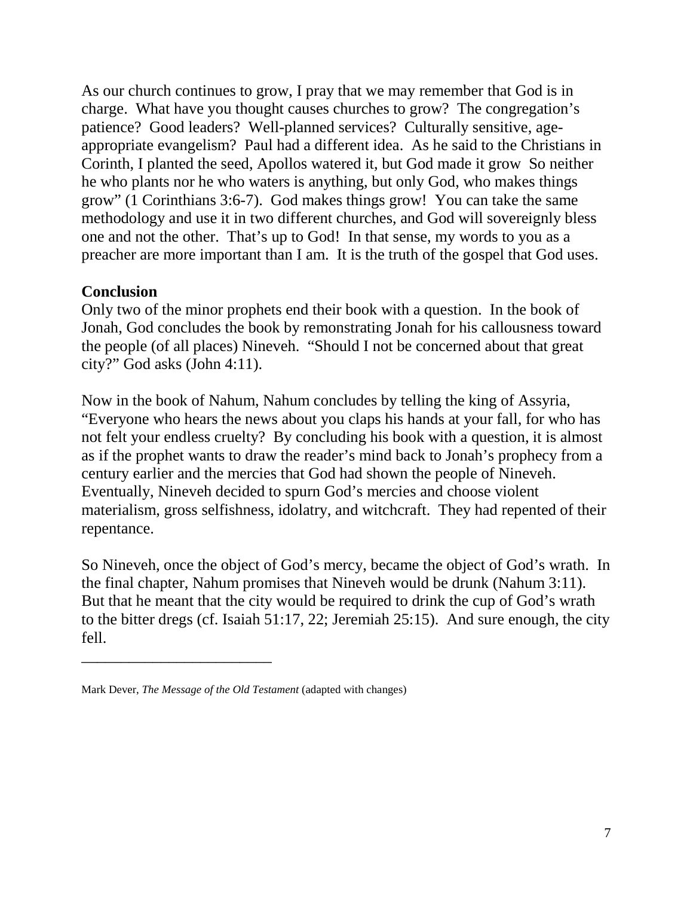As our church continues to grow, I pray that we may remember that God is in charge. What have you thought causes churches to grow? The congregation's patience? Good leaders? Well-planned services? Culturally sensitive, age-appropriate evangelism? Paul had a different idea. As he said to the Christians in Corinth, I planted the seed, Apollos watered it, but God made it grow So neither he who plants nor he who waters is anything, but only God, who makes things grow" (1 Corinthians 3:6-7). God makes things grow! You can take the same methodology and use it in two different churches, and God will sovereignly bless one and not the other. That's up to God! In that sense, my words to you as a preacher are more important than I am. It is the truth of the gospel that God uses.

**Conclusion**

Only two of the minor prophets end their book with a question. In the book of Jonah, God concludes the book by remonstrating Jonah for his callousness toward the people (of all places) Nineveh. "Should I not be concerned about that great city?" God asks (John 4:11).

Now in the book of Nahum, Nahum concludes by telling the king of Assyria, "Everyone who hears the news about you claps his hands at your fall, for who has not felt your endless cruelty? By concluding his book with a question, it is almost as if the prophet wants to draw the reader's mind back to Jonah's prophecy from a century earlier and the mercies that God had shown the people of Nineveh. Eventually, Nineveh decided to spurn God's mercies and choose violent materialism, gross selfishness, idolatry, and witchcraft. They had repented of their repentance.

So Nineveh, once the object of God's mercy, became the object of God's wrath. In the final chapter, Nahum promises that Nineveh would be drunk (Nahum 3:11). But that he meant that the city would be required to drink the cup of God's wrath to the bitter dregs (cf. Isaiah 51:17, 22; Jeremiah 25:15). And sure enough, the city fell.

\_\_\_\_\_\_\_\_\_\_\_\_\_\_\_\_\_\_\_\_\_\_\_\_\_

Mark Dever, *The Message of the Old Testament* (adapted with changes)